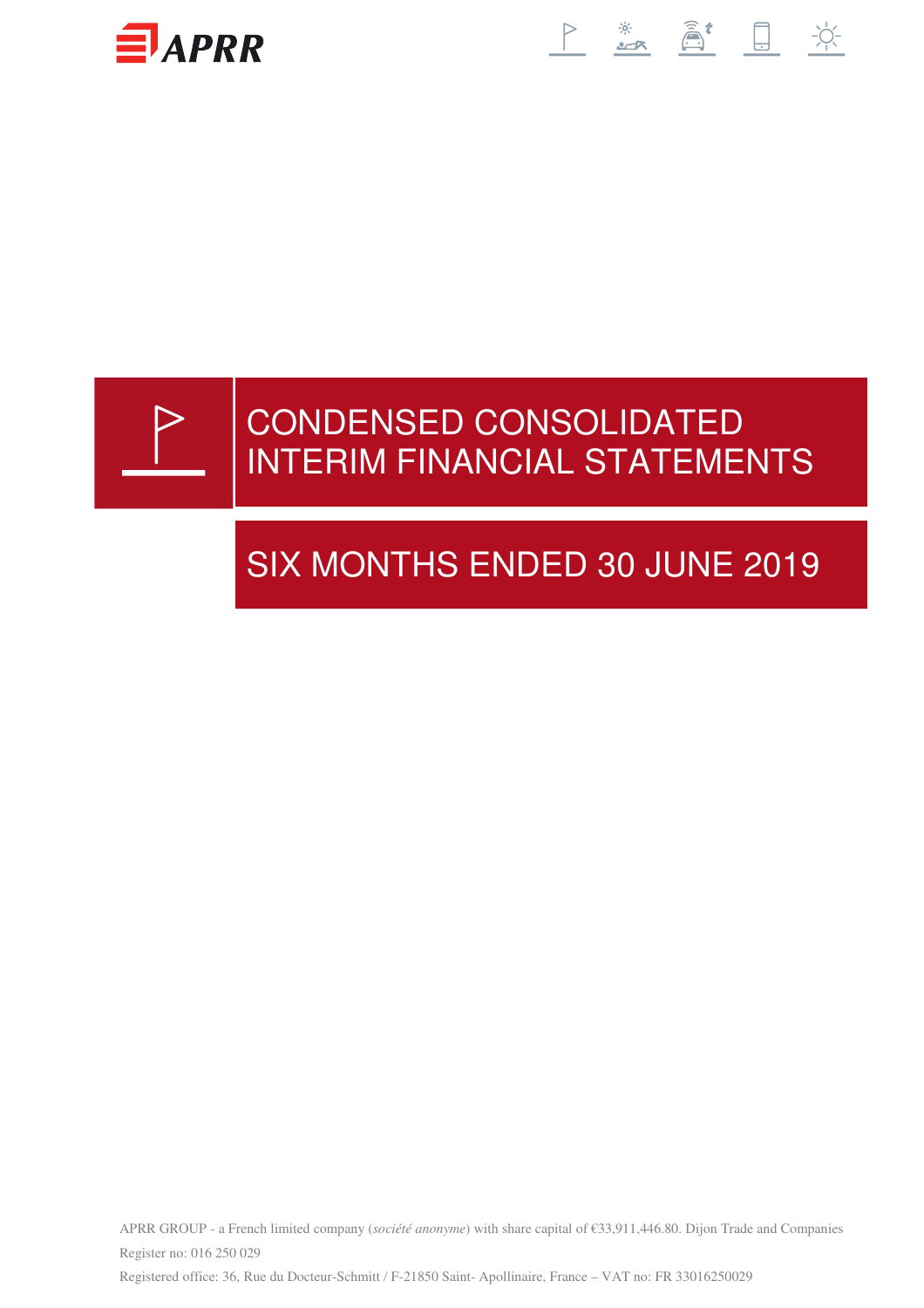# CONDENSED CONSOLIDATED INTERIM FINANCIAL STATEMENTS

## SIX MONTHS ENDED 30 JUNE 2019

APRR GROUP - a French limited company (*société anonyme*) with share capital of €33,911,446.80. Dijon Trade and Companies Register no: 016 250 029

Registered office: 36, Rue du Docteur-Schmitt / F-21850 Saint- Apollinaire, France – VAT no: FR 33016250029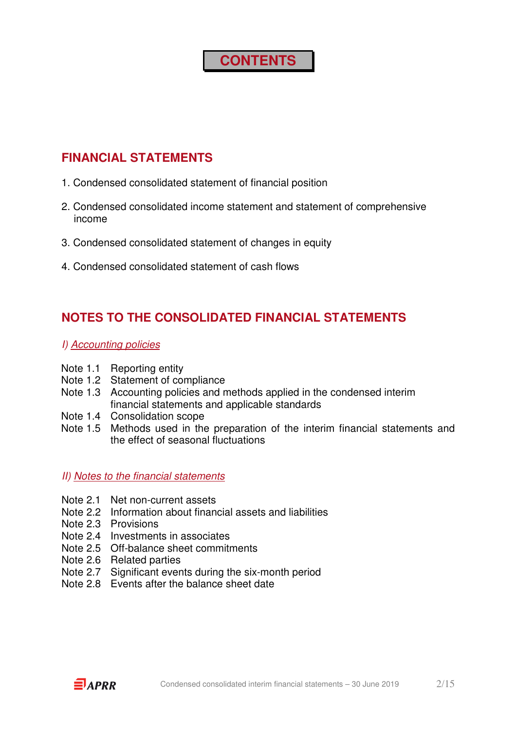# CONTENTS

## FINANCIAL STATEMENTS

1. Condensed consolidated statement of financial position
2. Condensed consolidated income statement and statement of comprehensive income
3. Condensed consolidated statement of changes in equity
4. Condensed consolidated statement of cash flows

## NOTES TO THE CONSOLIDATED FINANCIAL STATEMENTS

*I) Accounting policies*

Note 1.1 Reporting entity
Note 1.2 Statement of compliance
Note 1.3 Accounting policies and methods applied in the condensed interim financial statements and applicable standards
Note 1.4 Consolidation scope
Note 1.5 Methods used in the preparation of the interim financial statements and the effect of seasonal fluctuations

*II) Notes to the financial statements*

Note 2.1 Net non-current assets
Note 2.2 Information about financial assets and liabilities
Note 2.3 Provisions
Note 2.4 Investments in associates
Note 2.5 Off-balance sheet commitments
Note 2.6 Related parties
Note 2.7 Significant events during the six-month period
Note 2.8 Events after the balance sheet date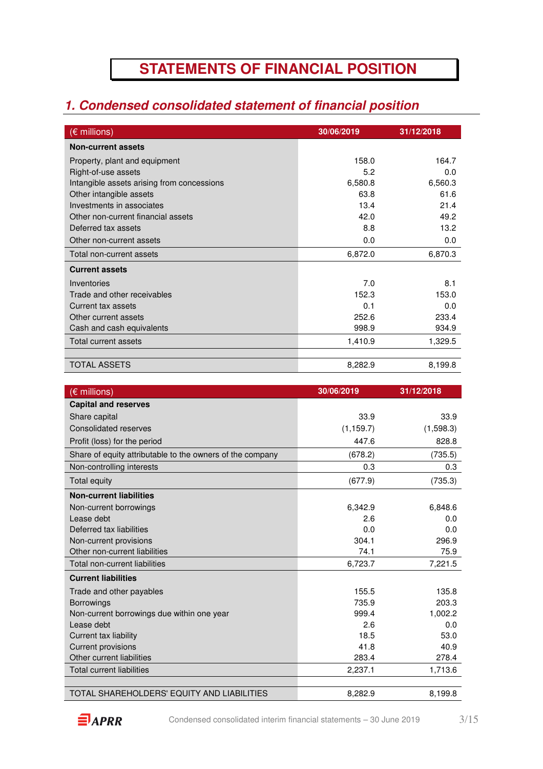# STATEMENTS OF FINANCIAL POSITION

## *1. Condensed consolidated statement of financial position*

| (€ millions) | 30/06/2019 | 31/12/2018 |
|---|---|---|
| **Non-current assets** | | |
| Property, plant and equipment | 158.0 | 164.7 |
| Right-of-use assets | 5.2 | 0.0 |
| Intangible assets arising from concessions | 6,580.8 | 6,560.3 |
| Other intangible assets | 63.8 | 61.6 |
| Investments in associates | 13.4 | 21.4 |
| Other non-current financial assets | 42.0 | 49.2 |
| Deferred tax assets | 8.8 | 13.2 |
| Other non-current assets | 0.0 | 0.0 |
| Total non-current assets | 6,872.0 | 6,870.3 |
| **Current assets** | | |
| Inventories | 7.0 | 8.1 |
| Trade and other receivables | 152.3 | 153.0 |
| Current tax assets | 0.1 | 0.0 |
| Other current assets | 252.6 | 233.4 |
| Cash and cash equivalents | 998.9 | 934.9 |
| Total current assets | 1,410.9 | 1,329.5 |
| | | |
| TOTAL ASSETS | 8,282.9 | 8,199.8 |

| (€ millions) | 30/06/2019 | 31/12/2018 |
|---|---|---|
| **Capital and reserves** | | |
| Share capital | 33.9 | 33.9 |
| Consolidated reserves | (1,159.7) | (1,598.3) |
| Profit (loss) for the period | 447.6 | 828.8 |
| Share of equity attributable to the owners of the company | (678.2) | (735.5) |
| Non-controlling interests | 0.3 | 0.3 |
| Total equity | (677.9) | (735.3) |
| **Non-current liabilities** | | |
| Non-current borrowings | 6,342.9 | 6,848.6 |
| Lease debt | 2.6 | 0.0 |
| Deferred tax liabilities | 0.0 | 0.0 |
| Non-current provisions | 304.1 | 296.9 |
| Other non-current liabilities | 74.1 | 75.9 |
| Total non-current liabilities | 6,723.7 | 7,221.5 |
| **Current liabilities** | | |
| Trade and other payables | 155.5 | 135.8 |
| Borrowings | 735.9 | 203.3 |
| Non-current borrowings due within one year | 999.4 | 1,002.2 |
| Lease debt | 2.6 | 0.0 |
| Current tax liability | 18.5 | 53.0 |
| Current provisions | 41.8 | 40.9 |
| Other current liabilities | 283.4 | 278.4 |
| Total current liabilities | 2,237.1 | 1,713.6 |
| | | |
| TOTAL SHAREHOLDERS' EQUITY AND LIABILITIES | 8,282.9 | 8,199.8 |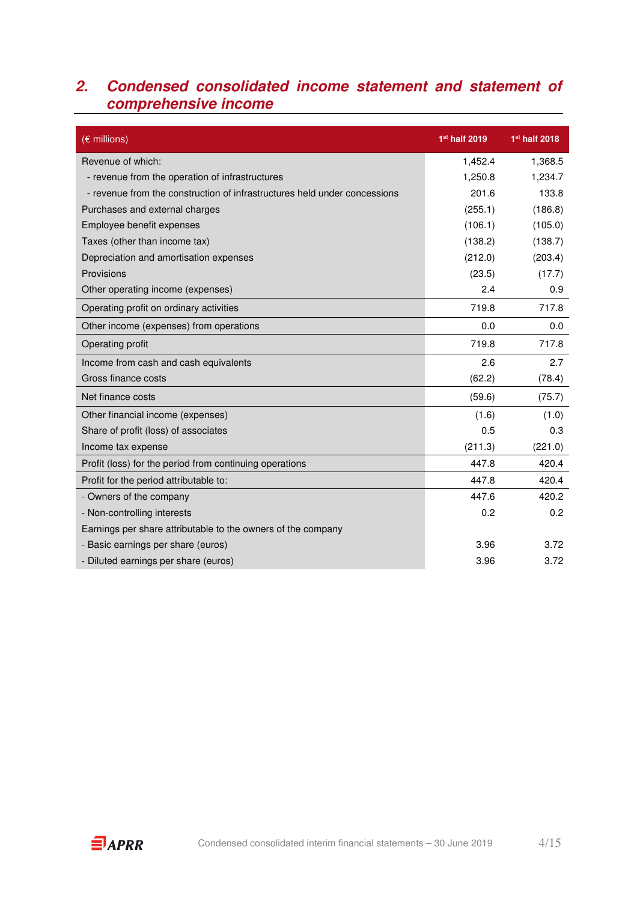## 2. Condensed consolidated income statement and statement of comprehensive income

| (€ millions) | 1st half 2019 | 1st half 2018 |
|---|---|---|
| Revenue of which: | 1,452.4 | 1,368.5 |
| - revenue from the operation of infrastructures | 1,250.8 | 1,234.7 |
| - revenue from the construction of infrastructures held under concessions | 201.6 | 133.8 |
| Purchases and external charges | (255.1) | (186.8) |
| Employee benefit expenses | (106.1) | (105.0) |
| Taxes (other than income tax) | (138.2) | (138.7) |
| Depreciation and amortisation expenses | (212.0) | (203.4) |
| Provisions | (23.5) | (17.7) |
| Other operating income (expenses) | 2.4 | 0.9 |
| Operating profit on ordinary activities | 719.8 | 717.8 |
| Other income (expenses) from operations | 0.0 | 0.0 |
| Operating profit | 719.8 | 717.8 |
| Income from cash and cash equivalents | 2.6 | 2.7 |
| Gross finance costs | (62.2) | (78.4) |
| Net finance costs | (59.6) | (75.7) |
| Other financial income (expenses) | (1.6) | (1.0) |
| Share of profit (loss) of associates | 0.5 | 0.3 |
| Income tax expense | (211.3) | (221.0) |
| Profit (loss) for the period from continuing operations | 447.8 | 420.4 |
| Profit for the period attributable to: | 447.8 | 420.4 |
| - Owners of the company | 447.6 | 420.2 |
| - Non-controlling interests | 0.2 | 0.2 |
| Earnings per share attributable to the owners of the company | | |
| - Basic earnings per share (euros) | 3.96 | 3.72 |
| - Diluted earnings per share (euros) | 3.96 | 3.72 |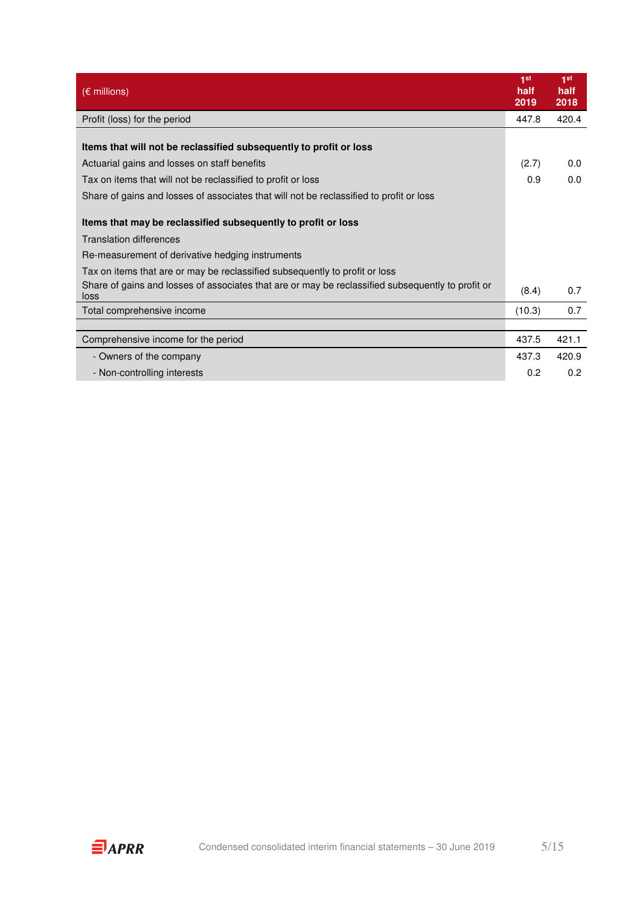| (€ millions) | 1st half 2019 | 1st half 2018 |
| --- | --- | --- |
| Profit (loss) for the period | 447.8 | 420.4 |
| | | |
| **Items that will not be reclassified subsequently to profit or loss** | | |
| Actuarial gains and losses on staff benefits | (2.7) | 0.0 |
| Tax on items that will not be reclassified to profit or loss | 0.9 | 0.0 |
| Share of gains and losses of associates that will not be reclassified to profit or loss | | |
| | | |
| **Items that may be reclassified subsequently to profit or loss** | | |
| Translation differences | | |
| Re-measurement of derivative hedging instruments | | |
| Tax on items that are or may be reclassified subsequently to profit or loss | | |
| Share of gains and losses of associates that are or may be reclassified subsequently to profit or loss | (8.4) | 0.7 |
| Total comprehensive income | (10.3) | 0.7 |
| | | |
| Comprehensive income for the period | 437.5 | 421.1 |
| - Owners of the company | 437.3 | 420.9 |
| - Non-controlling interests | 0.2 | 0.2 |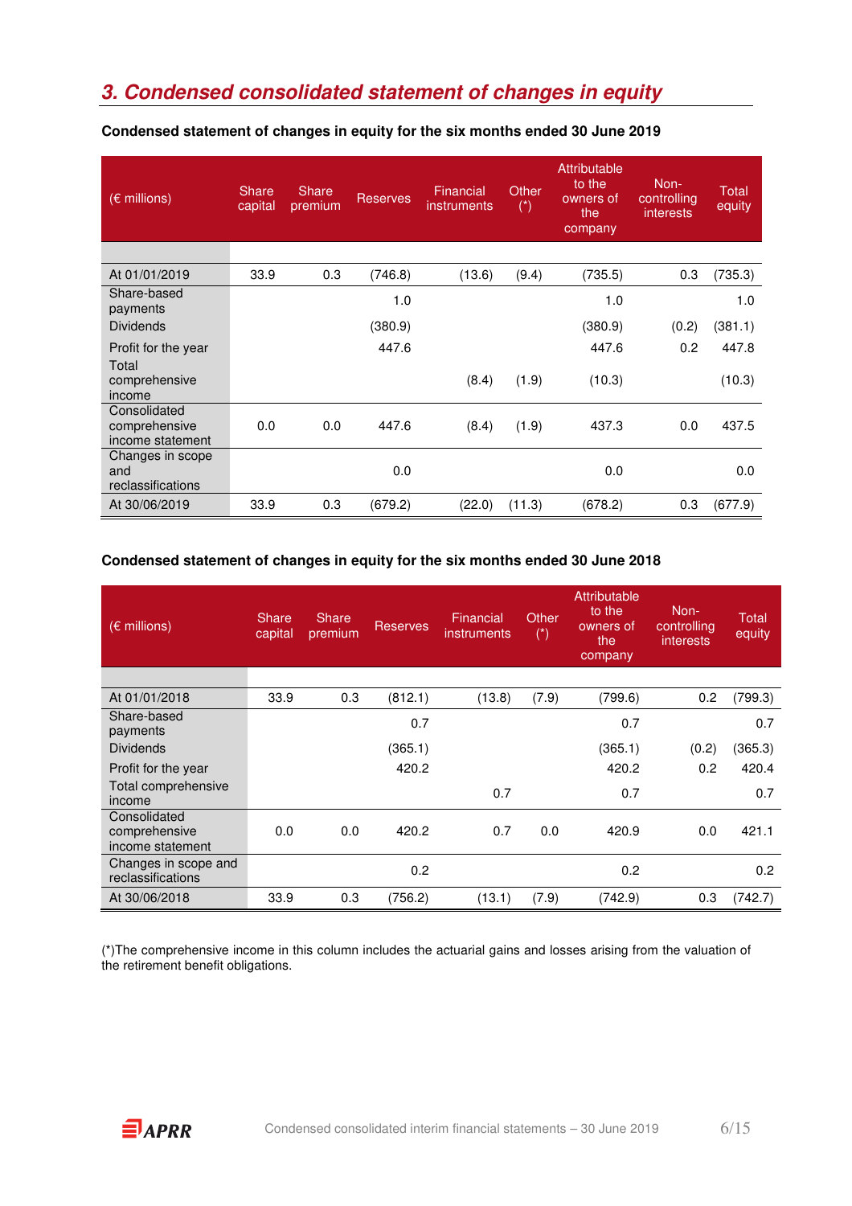## 3. Condensed consolidated statement of changes in equity

**Condensed statement of changes in equity for the six months ended 30 June 2019**

| (€ millions) | Share capital | Share premium | Reserves | Financial instruments | Other (*) | Attributable to the owners of the company | Non-controlling interests | Total equity |
|---|---|---|---|---|---|---|---|---|
| At 01/01/2019 | 33.9 | 0.3 | (746.8) | (13.6) | (9.4) | (735.5) | 0.3 | (735.3) |
| Share-based payments | | | 1.0 | | | 1.0 | | 1.0 |
| Dividends | | | (380.9) | | | (380.9) | (0.2) | (381.1) |
| Profit for the year | | | 447.6 | | | 447.6 | 0.2 | 447.8 |
| Total comprehensive income | | | | (8.4) | (1.9) | (10.3) | | (10.3) |
| Consolidated comprehensive income statement | 0.0 | 0.0 | 447.6 | (8.4) | (1.9) | 437.3 | 0.0 | 437.5 |
| Changes in scope and reclassifications | | | 0.0 | | | 0.0 | | 0.0 |
| At 30/06/2019 | 33.9 | 0.3 | (679.2) | (22.0) | (11.3) | (678.2) | 0.3 | (677.9) |

**Condensed statement of changes in equity for the six months ended 30 June 2018**

| (€ millions) | Share capital | Share premium | Reserves | Financial instruments | Other (*) | Attributable to the owners of the company | Non-controlling interests | Total equity |
|---|---|---|---|---|---|---|---|---|
| At 01/01/2018 | 33.9 | 0.3 | (812.1) | (13.8) | (7.9) | (799.6) | 0.2 | (799.3) |
| Share-based payments | | | 0.7 | | | 0.7 | | 0.7 |
| Dividends | | | (365.1) | | | (365.1) | (0.2) | (365.3) |
| Profit for the year | | | 420.2 | | | 420.2 | 0.2 | 420.4 |
| Total comprehensive income | | | | 0.7 | | 0.7 | | 0.7 |
| Consolidated comprehensive income statement | 0.0 | 0.0 | 420.2 | 0.7 | 0.0 | 420.9 | 0.0 | 421.1 |
| Changes in scope and reclassifications | | | 0.2 | | | 0.2 | | 0.2 |
| At 30/06/2018 | 33.9 | 0.3 | (756.2) | (13.1) | (7.9) | (742.9) | 0.3 | (742.7) |

(*)The comprehensive income in this column includes the actuarial gains and losses arising from the valuation of the retirement benefit obligations.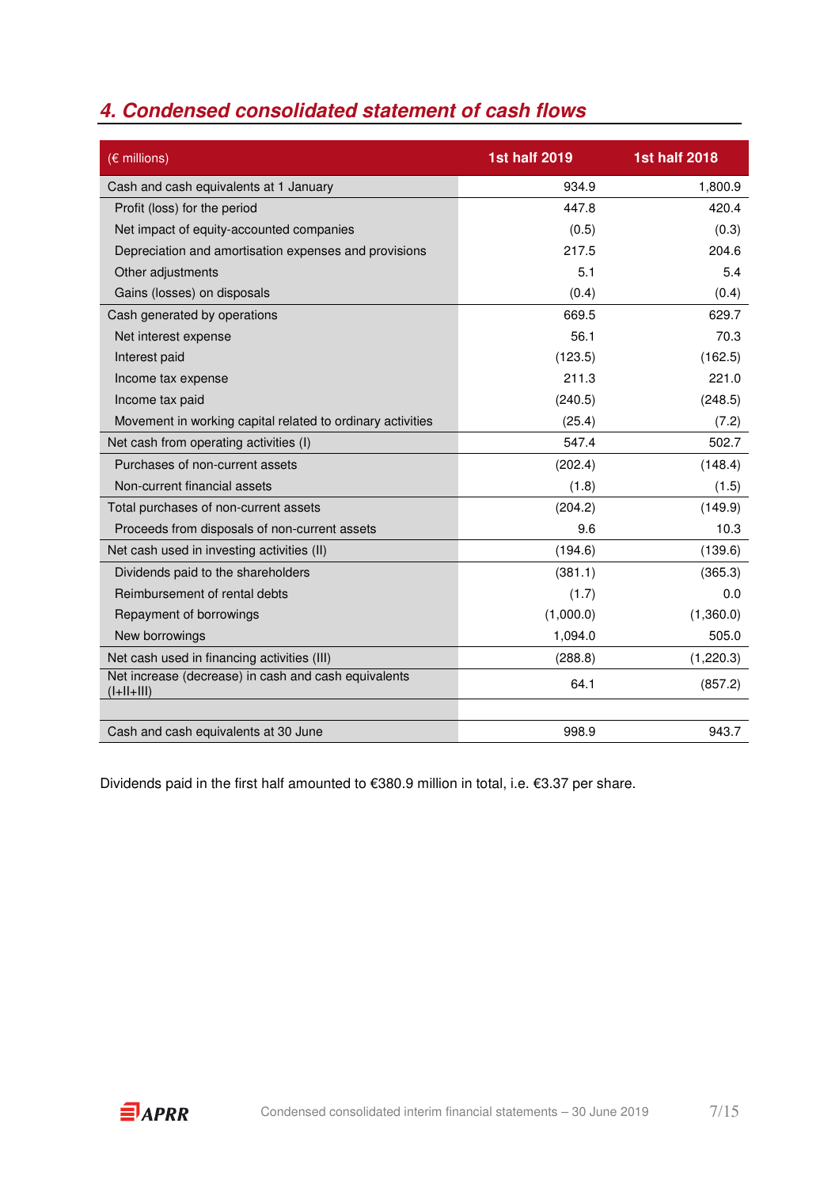## 4. Condensed consolidated statement of cash flows

| (€ millions) | 1st half 2019 | 1st half 2018 |
|---|---|---|
| Cash and cash equivalents at 1 January | 934.9 | 1,800.9 |
| Profit (loss) for the period | 447.8 | 420.4 |
| Net impact of equity-accounted companies | (0.5) | (0.3) |
| Depreciation and amortisation expenses and provisions | 217.5 | 204.6 |
| Other adjustments | 5.1 | 5.4 |
| Gains (losses) on disposals | (0.4) | (0.4) |
| Cash generated by operations | 669.5 | 629.7 |
| Net interest expense | 56.1 | 70.3 |
| Interest paid | (123.5) | (162.5) |
| Income tax expense | 211.3 | 221.0 |
| Income tax paid | (240.5) | (248.5) |
| Movement in working capital related to ordinary activities | (25.4) | (7.2) |
| Net cash from operating activities (I) | 547.4 | 502.7 |
| Purchases of non-current assets | (202.4) | (148.4) |
| Non-current financial assets | (1.8) | (1.5) |
| Total purchases of non-current assets | (204.2) | (149.9) |
| Proceeds from disposals of non-current assets | 9.6 | 10.3 |
| Net cash used in investing activities (II) | (194.6) | (139.6) |
| Dividends paid to the shareholders | (381.1) | (365.3) |
| Reimbursement of rental debts | (1.7) | 0.0 |
| Repayment of borrowings | (1,000.0) | (1,360.0) |
| New borrowings | 1,094.0 | 505.0 |
| Net cash used in financing activities (III) | (288.8) | (1,220.3) |
| Net increase (decrease) in cash and cash equivalents (I+II+III) | 64.1 | (857.2) |
| | | |
| Cash and cash equivalents at 30 June | 998.9 | 943.7 |

Dividends paid in the first half amounted to €380.9 million in total, i.e. €3.37 per share.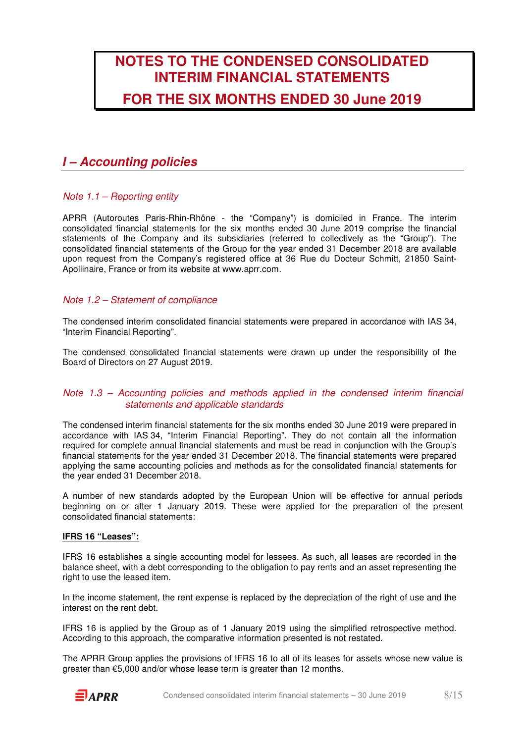# NOTES TO THE CONDENSED CONSOLIDATED INTERIM FINANCIAL STATEMENTS

# FOR THE SIX MONTHS ENDED 30 June 2019

## *I – Accounting policies*

### *Note 1.1 – Reporting entity*

APRR (Autoroutes Paris-Rhin-Rhône - the "Company") is domiciled in France. The interim consolidated financial statements for the six months ended 30 June 2019 comprise the financial statements of the Company and its subsidiaries (referred to collectively as the "Group"). The consolidated financial statements of the Group for the year ended 31 December 2018 are available upon request from the Company's registered office at 36 Rue du Docteur Schmitt, 21850 Saint-Apollinaire, France or from its website at www.aprr.com.

### *Note 1.2 – Statement of compliance*

The condensed interim consolidated financial statements were prepared in accordance with IAS 34, "Interim Financial Reporting".

The condensed consolidated financial statements were drawn up under the responsibility of the Board of Directors on 27 August 2019.

### *Note 1.3 – Accounting policies and methods applied in the condensed interim financial statements and applicable standards*

The condensed interim financial statements for the six months ended 30 June 2019 were prepared in accordance with IAS 34, "Interim Financial Reporting". They do not contain all the information required for complete annual financial statements and must be read in conjunction with the Group's financial statements for the year ended 31 December 2018. The financial statements were prepared applying the same accounting policies and methods as for the consolidated financial statements for the year ended 31 December 2018.

A number of new standards adopted by the European Union will be effective for annual periods beginning on or after 1 January 2019. These were applied for the preparation of the present consolidated financial statements:

**IFRS 16 "Leases":**

IFRS 16 establishes a single accounting model for lessees. As such, all leases are recorded in the balance sheet, with a debt corresponding to the obligation to pay rents and an asset representing the right to use the leased item.

In the income statement, the rent expense is replaced by the depreciation of the right of use and the interest on the rent debt.

IFRS 16 is applied by the Group as of 1 January 2019 using the simplified retrospective method. According to this approach, the comparative information presented is not restated.

The APRR Group applies the provisions of IFRS 16 to all of its leases for assets whose new value is greater than €5,000 and/or whose lease term is greater than 12 months.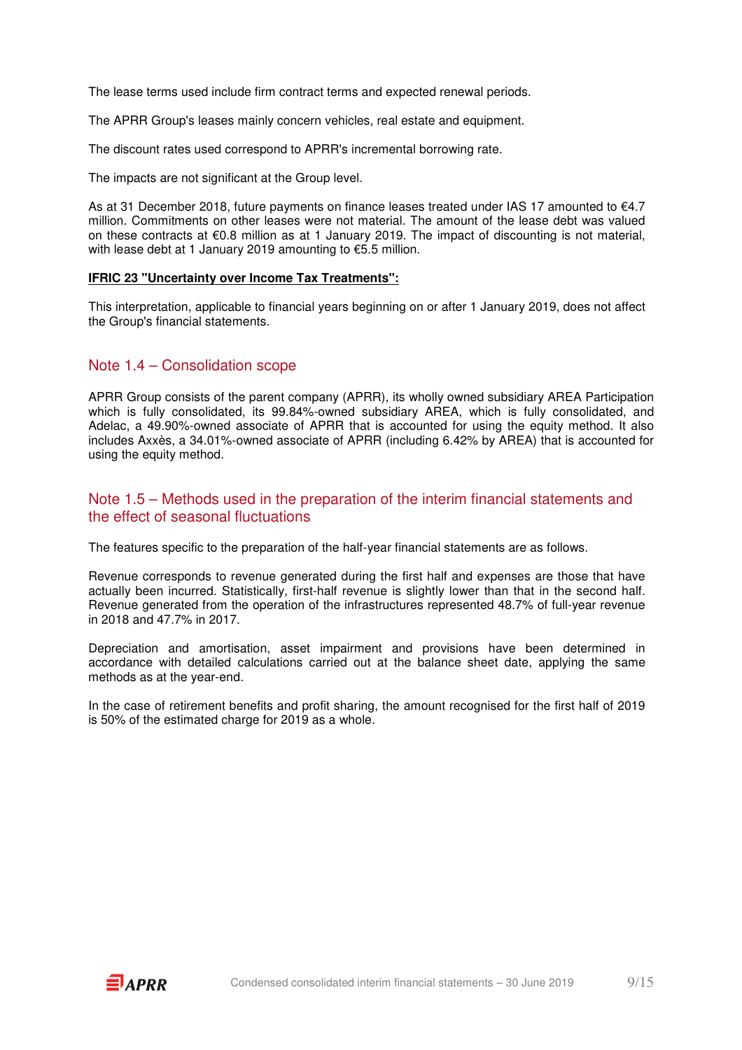The lease terms used include firm contract terms and expected renewal periods.

The APRR Group's leases mainly concern vehicles, real estate and equipment.

The discount rates used correspond to APRR's incremental borrowing rate.

The impacts are not significant at the Group level.

As at 31 December 2018, future payments on finance leases treated under IAS 17 amounted to €4.7 million. Commitments on other leases were not material. The amount of the lease debt was valued on these contracts at €0.8 million as at 1 January 2019. The impact of discounting is not material, with lease debt at 1 January 2019 amounting to €5.5 million.

**IFRIC 23 "Uncertainty over Income Tax Treatments":**

This interpretation, applicable to financial years beginning on or after 1 January 2019, does not affect the Group's financial statements.

## Note 1.4 – Consolidation scope

APRR Group consists of the parent company (APRR), its wholly owned subsidiary AREA Participation which is fully consolidated, its 99.84%-owned subsidiary AREA, which is fully consolidated, and Adelac, a 49.90%-owned associate of APRR that is accounted for using the equity method. It also includes Axxès, a 34.01%-owned associate of APRR (including 6.42% by AREA) that is accounted for using the equity method.

## Note 1.5 – Methods used in the preparation of the interim financial statements and the effect of seasonal fluctuations

The features specific to the preparation of the half-year financial statements are as follows.

Revenue corresponds to revenue generated during the first half and expenses are those that have actually been incurred. Statistically, first-half revenue is slightly lower than that in the second half. Revenue generated from the operation of the infrastructures represented 48.7% of full-year revenue in 2018 and 47.7% in 2017.

Depreciation and amortisation, asset impairment and provisions have been determined in accordance with detailed calculations carried out at the balance sheet date, applying the same methods as at the year-end.

In the case of retirement benefits and profit sharing, the amount recognised for the first half of 2019 is 50% of the estimated charge for 2019 as a whole.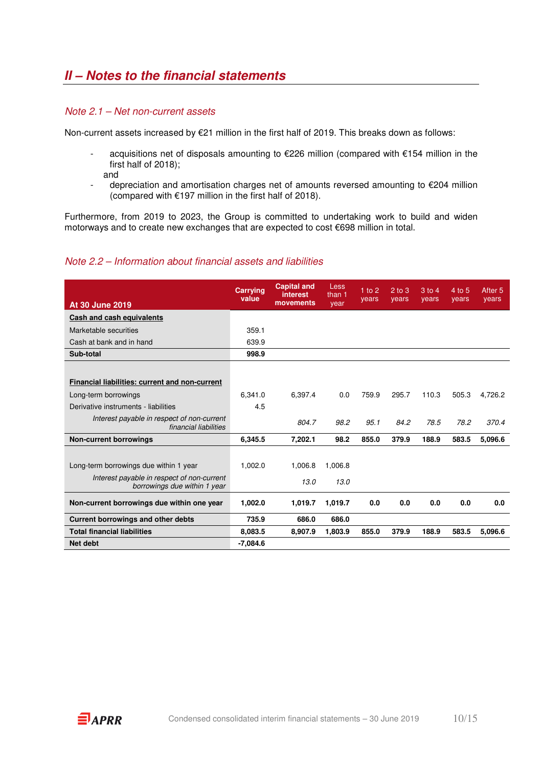## II – Notes to the financial statements

### Note 2.1 – Net non-current assets

Non-current assets increased by €21 million in the first half of 2019. This breaks down as follows:

- acquisitions net of disposals amounting to €226 million (compared with €154 million in the first half of 2018);
  and
- depreciation and amortisation charges net of amounts reversed amounting to €204 million (compared with €197 million in the first half of 2018).

Furthermore, from 2019 to 2023, the Group is committed to undertaking work to build and widen motorways and to create new exchanges that are expected to cost €698 million in total.

### Note 2.2 – Information about financial assets and liabilities

| At 30 June 2019 | Carrying value | Capital and interest movements | Less than 1 year | 1 to 2 years | 2 to 3 years | 3 to 4 years | 4 to 5 years | After 5 years |
|---|---|---|---|---|---|---|---|---|
| **Cash and cash equivalents** | | | | | | | | |
| Marketable securities | 359.1 | | | | | | | |
| Cash at bank and in hand | 639.9 | | | | | | | |
| **Sub-total** | **998.9** | | | | | | | |
| **Financial liabilities: current and non-current** | | | | | | | | |
| Long-term borrowings | 6,341.0 | 6,397.4 | 0.0 | 759.9 | 295.7 | 110.3 | 505.3 | 4,726.2 |
| Derivative instruments - liabilities | 4.5 | | | | | | | |
| *Interest payable in respect of non-current financial liabilities* | | *804.7* | *98.2* | *95.1* | *84.2* | *78.5* | *78.2* | *370.4* |
| **Non-current borrowings** | **6,345.5** | **7,202.1** | **98.2** | **855.0** | **379.9** | **188.9** | **583.5** | **5,096.6** |
| Long-term borrowings due within 1 year | 1,002.0 | 1,006.8 | 1,006.8 | | | | | |
| *Interest payable in respect of non-current borrowings due within 1 year* | | *13.0* | *13.0* | | | | | |
| **Non-current borrowings due within one year** | **1,002.0** | **1,019.7** | **1,019.7** | **0.0** | **0.0** | **0.0** | **0.0** | **0.0** |
| **Current borrowings and other debts** | **735.9** | **686.0** | **686.0** | | | | | |
| **Total financial liabilities** | **8,083.5** | **8,907.9** | **1,803.9** | **855.0** | **379.9** | **188.9** | **583.5** | **5,096.6** |
| **Net debt** | **-7,084.6** | | | | | | | |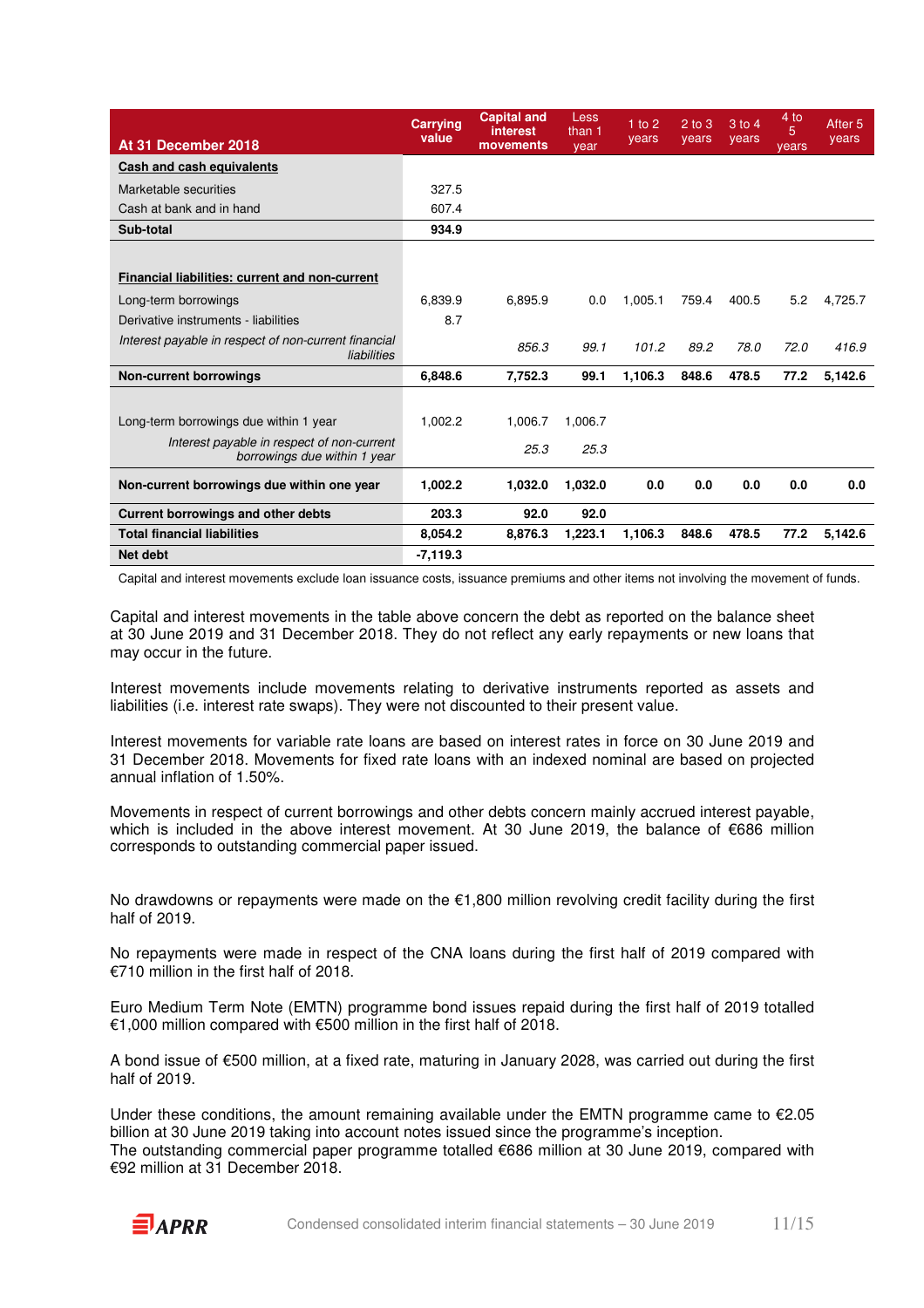| At 31 December 2018 | Carrying value | Capital and interest movements | Less than 1 year | 1 to 2 years | 2 to 3 years | 3 to 4 years | 4 to 5 years | After 5 years |
|---|---|---|---|---|---|---|---|---|
| **Cash and cash equivalents** | | | | | | | | |
| Marketable securities | 327.5 | | | | | | | |
| Cash at bank and in hand | 607.4 | | | | | | | |
| **Sub-total** | **934.9** | | | | | | | |
| **Financial liabilities: current and non-current** | | | | | | | | |
| Long-term borrowings | 6,839.9 | 6,895.9 | 0.0 | 1,005.1 | 759.4 | 400.5 | 5.2 | 4,725.7 |
| Derivative instruments - liabilities | 8.7 | | | | | | | |
| *Interest payable in respect of non-current financial liabilities* | | *856.3* | *99.1* | *101.2* | *89.2* | *78.0* | *72.0* | *416.9* |
| **Non-current borrowings** | **6,848.6** | **7,752.3** | **99.1** | **1,106.3** | **848.6** | **478.5** | **77.2** | **5,142.6** |
| Long-term borrowings due within 1 year | 1,002.2 | 1,006.7 | 1,006.7 | | | | | |
| *Interest payable in respect of non-current borrowings due within 1 year* | | *25.3* | *25.3* | | | | | |
| **Non-current borrowings due within one year** | **1,002.2** | **1,032.0** | **1,032.0** | **0.0** | **0.0** | **0.0** | **0.0** | **0.0** |
| **Current borrowings and other debts** | **203.3** | **92.0** | **92.0** | | | | | |
| **Total financial liabilities** | **8,054.2** | **8,876.3** | **1,223.1** | **1,106.3** | **848.6** | **478.5** | **77.2** | **5,142.6** |
| **Net debt** | **-7,119.3** | | | | | | | |

Capital and interest movements exclude loan issuance costs, issuance premiums and other items not involving the movement of funds.

Capital and interest movements in the table above concern the debt as reported on the balance sheet at 30 June 2019 and 31 December 2018. They do not reflect any early repayments or new loans that may occur in the future.

Interest movements include movements relating to derivative instruments reported as assets and liabilities (i.e. interest rate swaps). They were not discounted to their present value.

Interest movements for variable rate loans are based on interest rates in force on 30 June 2019 and 31 December 2018. Movements for fixed rate loans with an indexed nominal are based on projected annual inflation of 1.50%.

Movements in respect of current borrowings and other debts concern mainly accrued interest payable, which is included in the above interest movement. At 30 June 2019, the balance of €686 million corresponds to outstanding commercial paper issued.

No drawdowns or repayments were made on the €1,800 million revolving credit facility during the first half of 2019.

No repayments were made in respect of the CNA loans during the first half of 2019 compared with €710 million in the first half of 2018.

Euro Medium Term Note (EMTN) programme bond issues repaid during the first half of 2019 totalled €1,000 million compared with €500 million in the first half of 2018.

A bond issue of €500 million, at a fixed rate, maturing in January 2028, was carried out during the first half of 2019.

Under these conditions, the amount remaining available under the EMTN programme came to €2.05 billion at 30 June 2019 taking into account notes issued since the programme's inception.
The outstanding commercial paper programme totalled €686 million at 30 June 2019, compared with €92 million at 31 December 2018.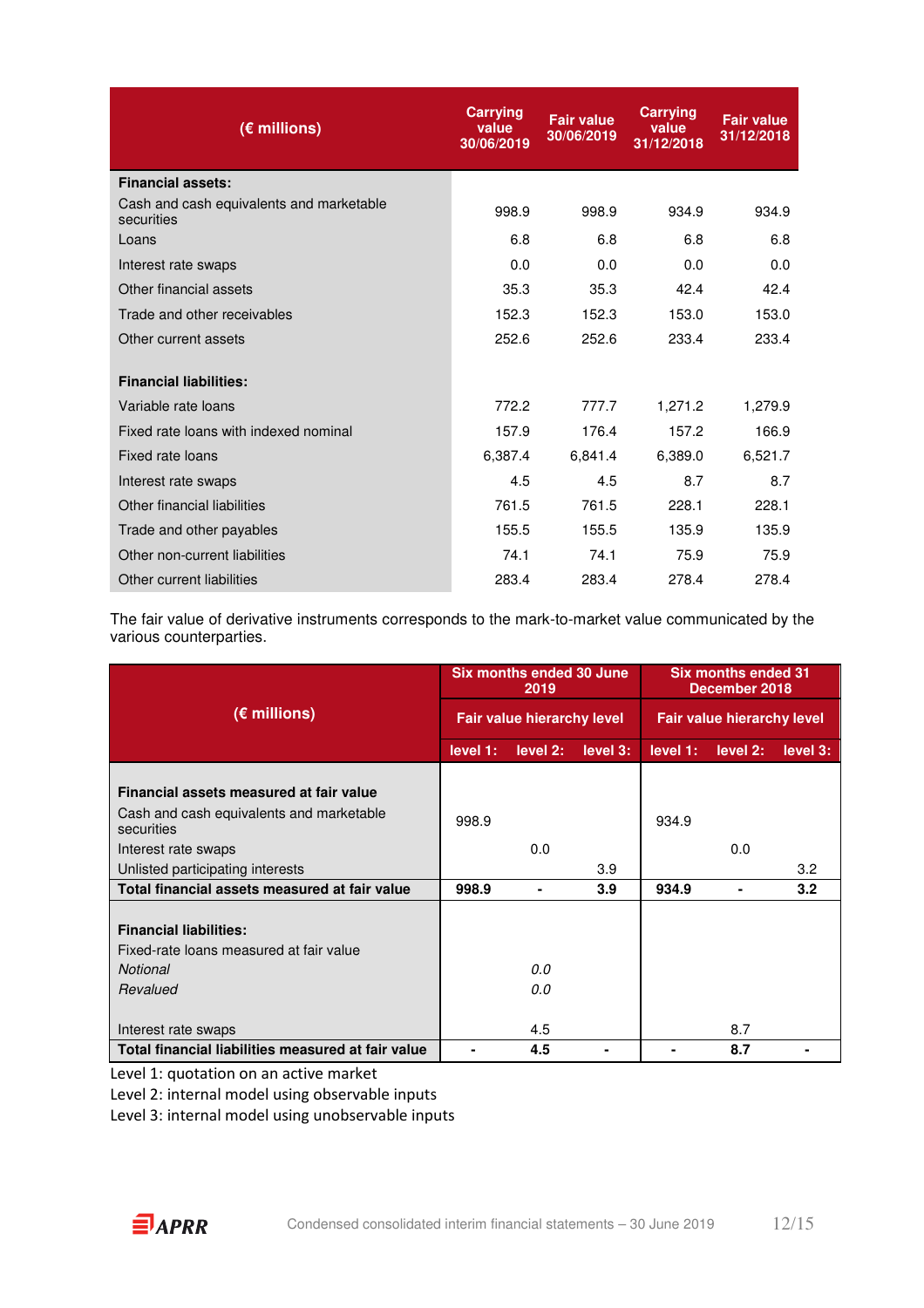| (€ millions) | Carrying value 30/06/2019 | Fair value 30/06/2019 | Carrying value 31/12/2018 | Fair value 31/12/2018 |
|---|---|---|---|---|
| **Financial assets:** | | | | |
| Cash and cash equivalents and marketable securities | 998.9 | 998.9 | 934.9 | 934.9 |
| Loans | 6.8 | 6.8 | 6.8 | 6.8 |
| Interest rate swaps | 0.0 | 0.0 | 0.0 | 0.0 |
| Other financial assets | 35.3 | 35.3 | 42.4 | 42.4 |
| Trade and other receivables | 152.3 | 152.3 | 153.0 | 153.0 |
| Other current assets | 252.6 | 252.6 | 233.4 | 233.4 |
| **Financial liabilities:** | | | | |
| Variable rate loans | 772.2 | 777.7 | 1,271.2 | 1,279.9 |
| Fixed rate loans with indexed nominal | 157.9 | 176.4 | 157.2 | 166.9 |
| Fixed rate loans | 6,387.4 | 6,841.4 | 6,389.0 | 6,521.7 |
| Interest rate swaps | 4.5 | 4.5 | 8.7 | 8.7 |
| Other financial liabilities | 761.5 | 761.5 | 228.1 | 228.1 |
| Trade and other payables | 155.5 | 155.5 | 135.9 | 135.9 |
| Other non-current liabilities | 74.1 | 74.1 | 75.9 | 75.9 |
| Other current liabilities | 283.4 | 283.4 | 278.4 | 278.4 |

The fair value of derivative instruments corresponds to the mark-to-market value communicated by the various counterparties.

| (€ millions) | Six months ended 30 June 2019 | | | Six months ended 31 December 2018 | | |
|---|---|---|---|---|---|---|
| | Fair value hierarchy level | | | Fair value hierarchy level | | |
| | level 1: | level 2: | level 3: | level 1: | level 2: | level 3: |
| **Financial assets measured at fair value** | | | | | | |
| Cash and cash equivalents and marketable securities | 998.9 | | | 934.9 | | |
| Interest rate swaps | | 0.0 | | | 0.0 | |
| Unlisted participating interests | | | 3.9 | | | 3.2 |
| **Total financial assets measured at fair value** | **998.9** | **-** | **3.9** | **934.9** | **-** | **3.2** |
| **Financial liabilities:** | | | | | | |
| Fixed-rate loans measured at fair value | | | | | | |
| *Notional* | | *0.0* | | | | |
| *Revalued* | | *0.0* | | | | |
| Interest rate swaps | | 4.5 | | | 8.7 | |
| **Total financial liabilities measured at fair value** | **-** | **4.5** | **-** | **-** | **8.7** | **-** |

Level 1: quotation on an active market
Level 2: internal model using observable inputs
Level 3: internal model using unobservable inputs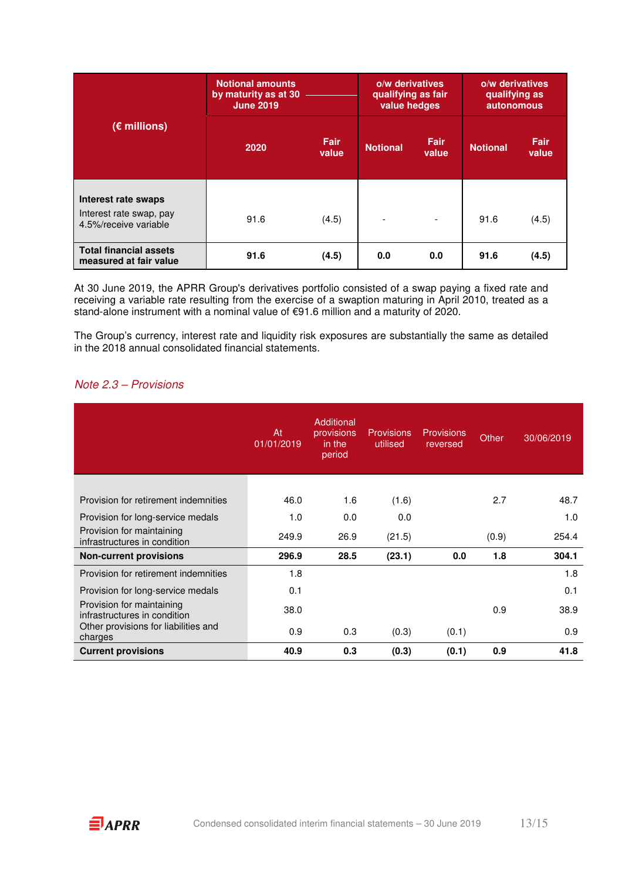| (€ millions) | Notional amounts by maturity as at 30 June 2019 | | o/w derivatives qualifying as fair value hedges | | o/w derivatives qualifying as autonomous | |
|---|---|---|---|---|---|---|
| | 2020 | Fair value | Notional | Fair value | Notional | Fair value |
| **Interest rate swaps**<br>Interest rate swap, pay 4.5%/receive variable | 91.6 | (4.5) | - | - | 91.6 | (4.5) |
| **Total financial assets measured at fair value** | **91.6** | **(4.5)** | **0.0** | **0.0** | **91.6** | **(4.5)** |

At 30 June 2019, the APRR Group's derivatives portfolio consisted of a swap paying a fixed rate and receiving a variable rate resulting from the exercise of a swaption maturing in April 2010, treated as a stand-alone instrument with a nominal value of €91.6 million and a maturity of 2020.

The Group's currency, interest rate and liquidity risk exposures are substantially the same as detailed in the 2018 annual consolidated financial statements.

## *Note 2.3 – Provisions*

| | At 01/01/2019 | Additional provisions in the period | Provisions utilised | Provisions reversed | Other | 30/06/2019 |
|---|---|---|---|---|---|---|
| Provision for retirement indemnities | 46.0 | 1.6 | (1.6) | | 2.7 | 48.7 |
| Provision for long-service medals | 1.0 | 0.0 | 0.0 | | | 1.0 |
| Provision for maintaining infrastructures in condition | 249.9 | 26.9 | (21.5) | | (0.9) | 254.4 |
| **Non-current provisions** | **296.9** | **28.5** | **(23.1)** | **0.0** | **1.8** | **304.1** |
| Provision for retirement indemnities | 1.8 | | | | | 1.8 |
| Provision for long-service medals | 0.1 | | | | | 0.1 |
| Provision for maintaining infrastructures in condition | 38.0 | | | | 0.9 | 38.9 |
| Other provisions for liabilities and charges | 0.9 | 0.3 | (0.3) | (0.1) | | 0.9 |
| **Current provisions** | **40.9** | **0.3** | **(0.3)** | **(0.1)** | **0.9** | **41.8** |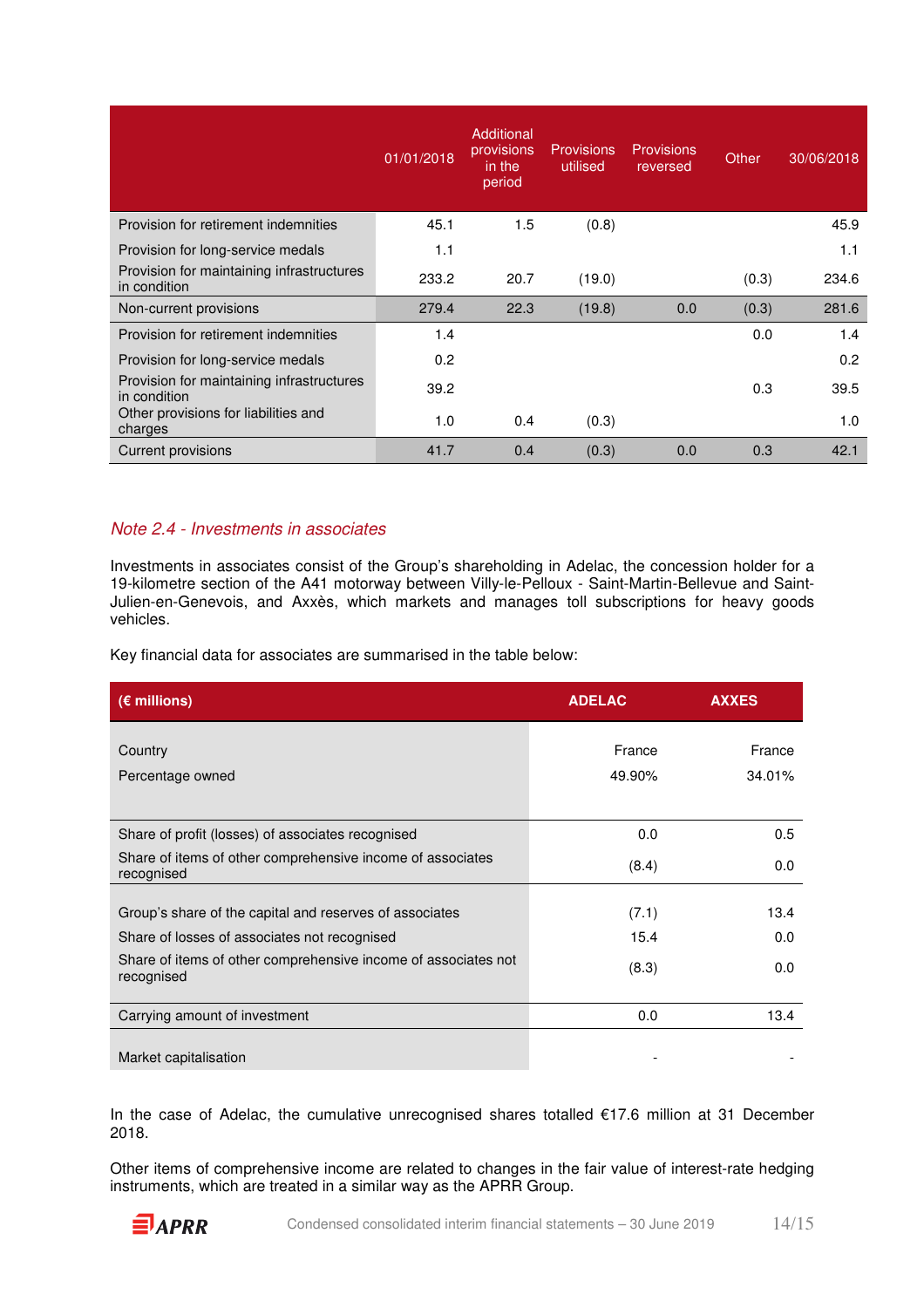| | 01/01/2018 | Additional provisions in the period | Provisions utilised | Provisions reversed | Other | 30/06/2018 |
|---|---|---|---|---|---|---|
| Provision for retirement indemnities | 45.1 | 1.5 | (0.8) | | | 45.9 |
| Provision for long-service medals | 1.1 | | | | | 1.1 |
| Provision for maintaining infrastructures in condition | 233.2 | 20.7 | (19.0) | | (0.3) | 234.6 |
| Non-current provisions | 279.4 | 22.3 | (19.8) | 0.0 | (0.3) | 281.6 |
| Provision for retirement indemnities | 1.4 | | | | 0.0 | 1.4 |
| Provision for long-service medals | 0.2 | | | | | 0.2 |
| Provision for maintaining infrastructures in condition | 39.2 | | | | 0.3 | 39.5 |
| Other provisions for liabilities and charges | 1.0 | 0.4 | (0.3) | | | 1.0 |
| Current provisions | 41.7 | 0.4 | (0.3) | 0.0 | 0.3 | 42.1 |

## *Note 2.4 - Investments in associates*

Investments in associates consist of the Group's shareholding in Adelac, the concession holder for a 19-kilometre section of the A41 motorway between Villy-le-Pelloux - Saint-Martin-Bellevue and Saint-Julien-en-Genevois, and Axxès, which markets and manages toll subscriptions for heavy goods vehicles.

Key financial data for associates are summarised in the table below:

| (€ millions) | ADELAC | AXXES |
|---|---|---|
| Country | France | France |
| Percentage owned | 49.90% | 34.01% |
| Share of profit (losses) of associates recognised | 0.0 | 0.5 |
| Share of items of other comprehensive income of associates recognised | (8.4) | 0.0 |
| Group's share of the capital and reserves of associates | (7.1) | 13.4 |
| Share of losses of associates not recognised | 15.4 | 0.0 |
| Share of items of other comprehensive income of associates not recognised | (8.3) | 0.0 |
| Carrying amount of investment | 0.0 | 13.4 |
| Market capitalisation | - | - |

In the case of Adelac, the cumulative unrecognised shares totalled €17.6 million at 31 December 2018.

Other items of comprehensive income are related to changes in the fair value of interest-rate hedging instruments, which are treated in a similar way as the APRR Group.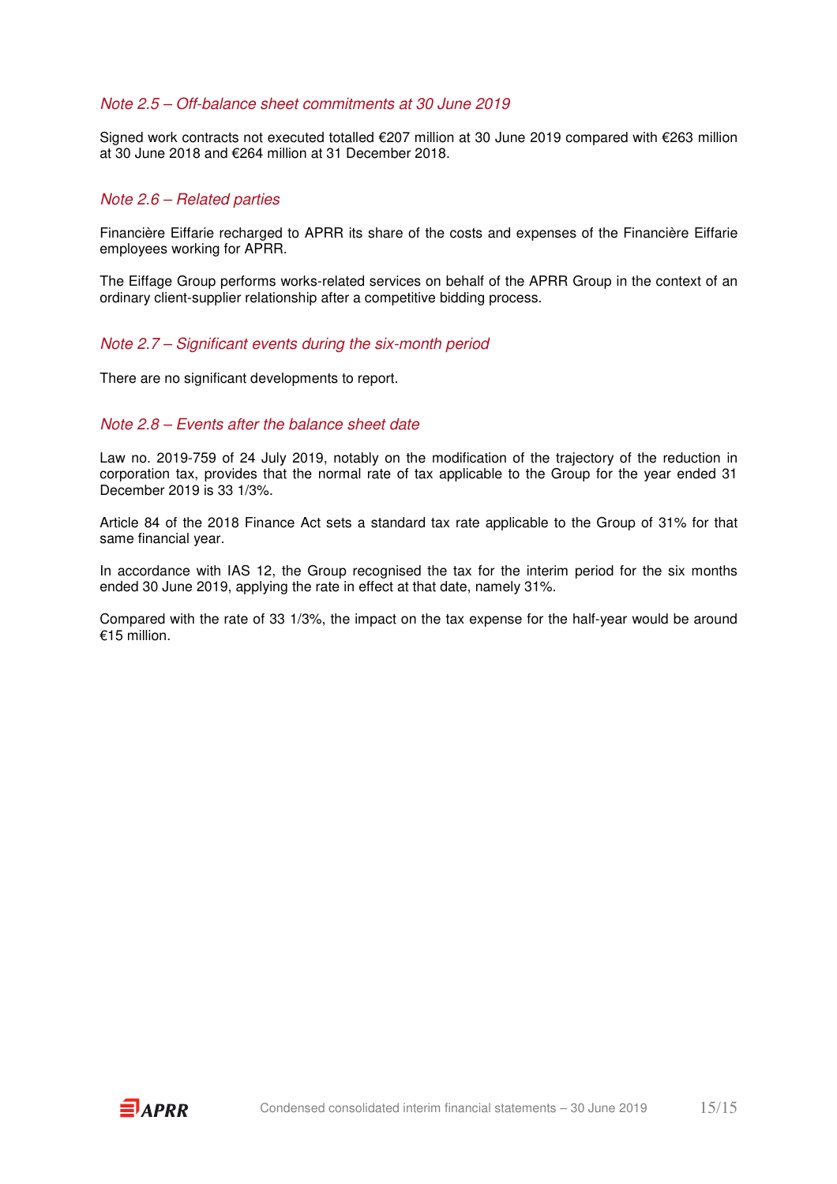*Note 2.5 – Off-balance sheet commitments at 30 June 2019*

Signed work contracts not executed totalled €207 million at 30 June 2019 compared with €263 million at 30 June 2018 and €264 million at 31 December 2018.

*Note 2.6 – Related parties*

Financière Eiffarie recharged to APRR its share of the costs and expenses of the Financière Eiffarie employees working for APRR.

The Eiffage Group performs works-related services on behalf of the APRR Group in the context of an ordinary client-supplier relationship after a competitive bidding process.

*Note 2.7 – Significant events during the six-month period*

There are no significant developments to report.

*Note 2.8 – Events after the balance sheet date*

Law no. 2019-759 of 24 July 2019, notably on the modification of the trajectory of the reduction in corporation tax, provides that the normal rate of tax applicable to the Group for the year ended 31 December 2019 is 33 1/3%.

Article 84 of the 2018 Finance Act sets a standard tax rate applicable to the Group of 31% for that same financial year.

In accordance with IAS 12, the Group recognised the tax for the interim period for the six months ended 30 June 2019, applying the rate in effect at that date, namely 31%.

Compared with the rate of 33 1/3%, the impact on the tax expense for the half-year would be around €15 million.